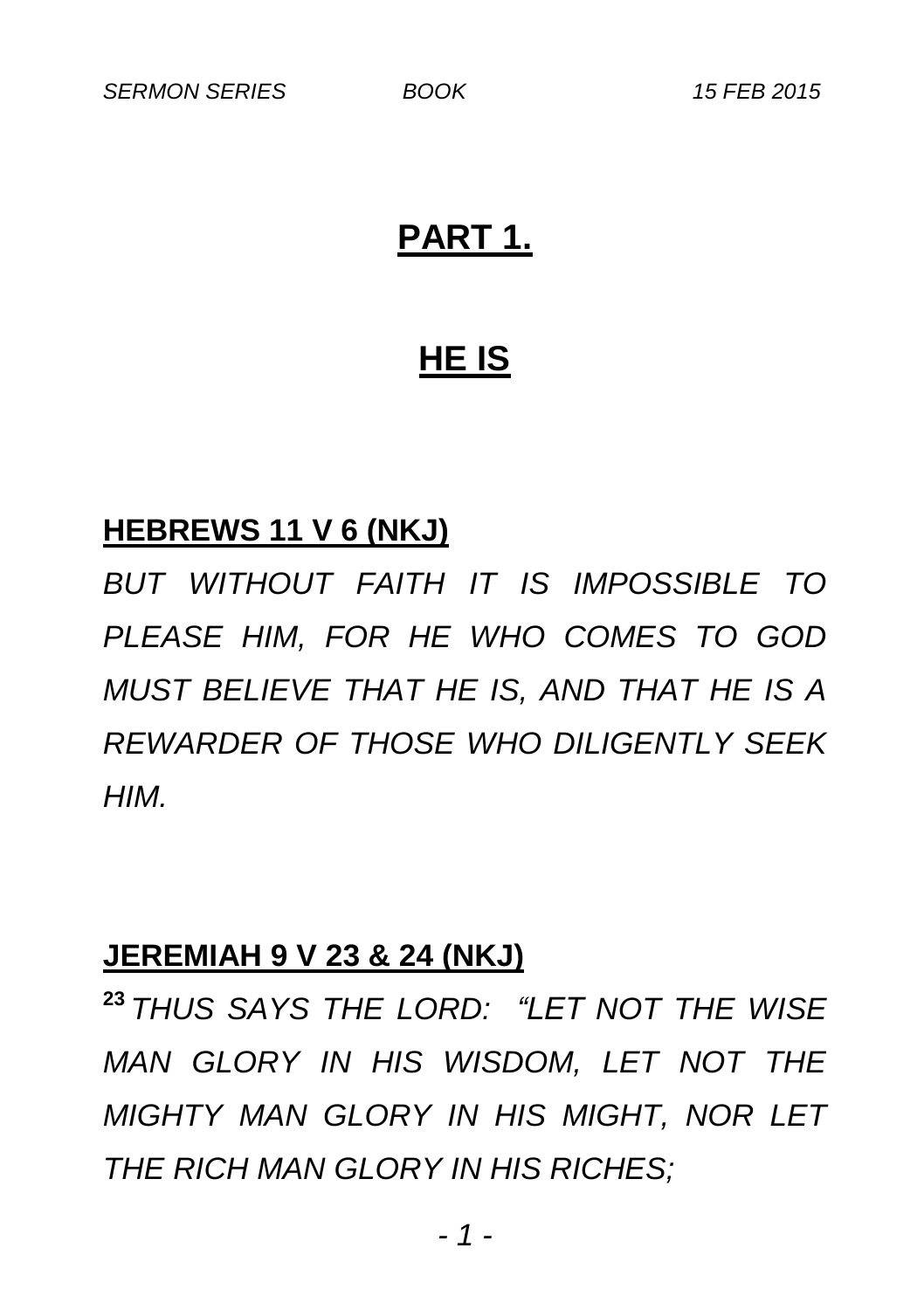# PART 1.

# HE IS

**HEBREWS 11 V 6 (NKJ)**

*BUT WITHOUT FAITH IT IS IMPOSSIBLE TO PLEASE HIM, FOR HE WHO COMES TO GOD MUST BELIEVE THAT HE IS, AND THAT HE IS A REWARDER OF THOSE WHO DILIGENTLY SEEK HIM.*

**JEREMIAH 9 V 23 & 24 (NKJ)**

[23] *THUS SAYS THE LORD: "LET NOT THE WISE MAN GLORY IN HIS WISDOM, LET NOT THE MIGHTY MAN GLORY IN HIS MIGHT, NOR LET THE RICH MAN GLORY IN HIS RICHES;*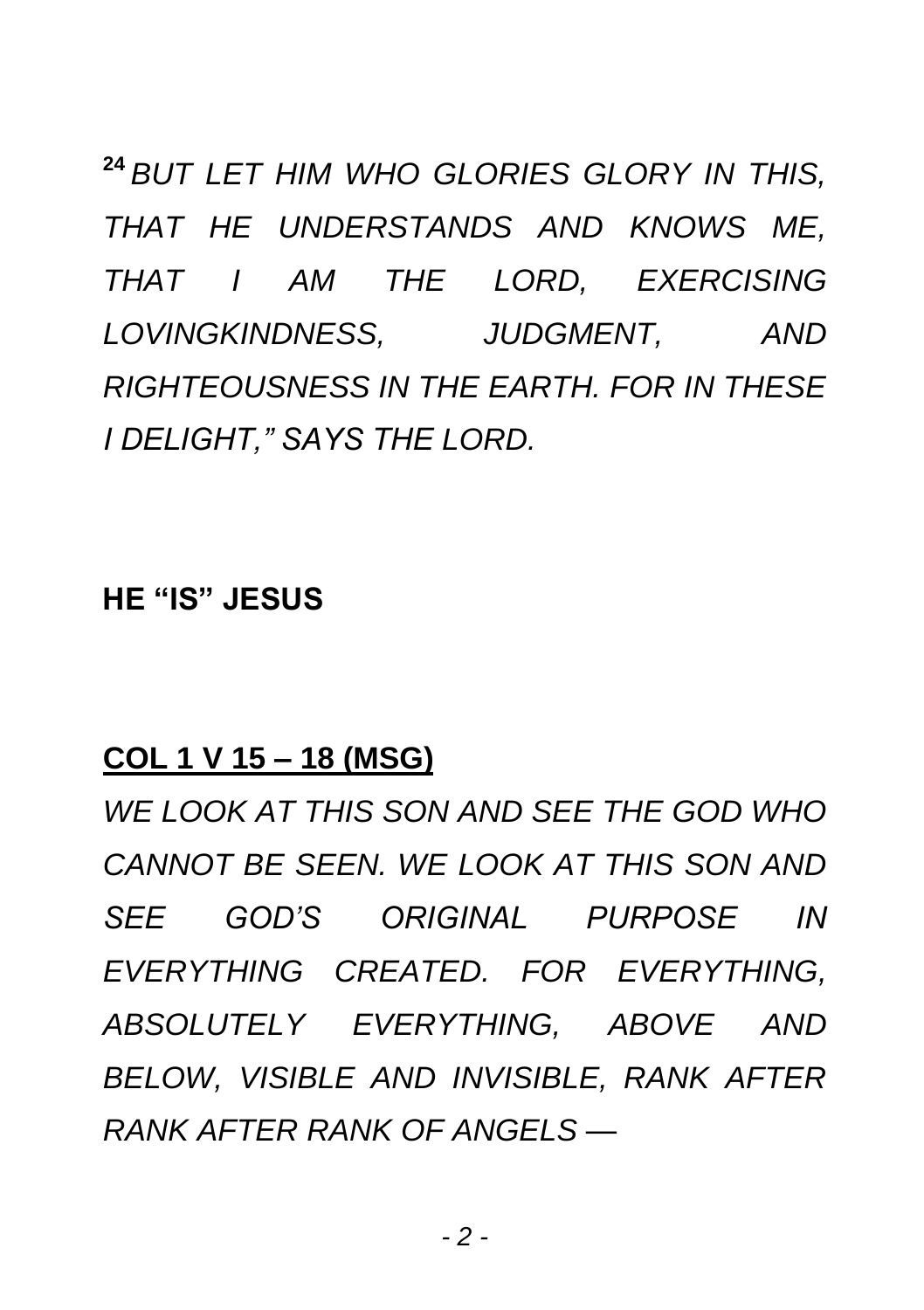[24] *BUT LET HIM WHO GLORIES GLORY IN THIS, THAT HE UNDERSTANDS AND KNOWS ME, THAT I AM THE LORD, EXERCISING LOVINGKINDNESS, JUDGMENT, AND RIGHTEOUSNESS IN THE EARTH. FOR IN THESE I DELIGHT," SAYS THE LORD.*

**HE "IS" JESUS**

**COL 1 V 15 – 18 (MSG)**

*WE LOOK AT THIS SON AND SEE THE GOD WHO CANNOT BE SEEN. WE LOOK AT THIS SON AND SEE GOD'S ORIGINAL PURPOSE IN EVERYTHING CREATED. FOR EVERYTHING, ABSOLUTELY EVERYTHING, ABOVE AND BELOW, VISIBLE AND INVISIBLE, RANK AFTER RANK AFTER RANK OF ANGELS —*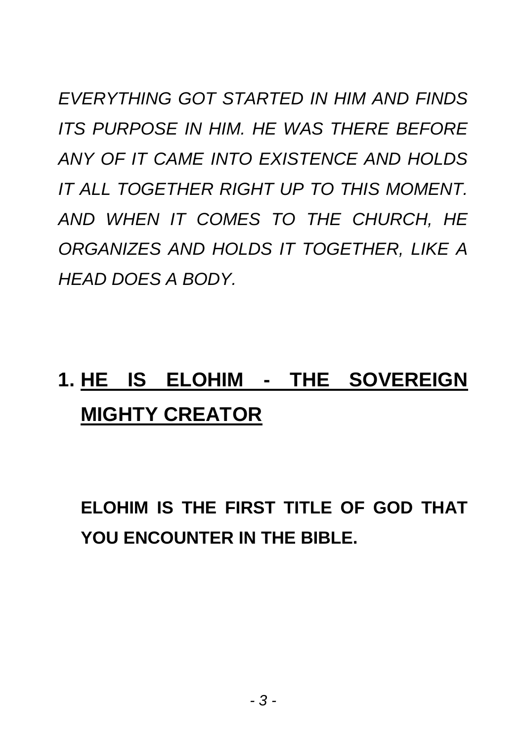*EVERYTHING GOT STARTED IN HIM AND FINDS ITS PURPOSE IN HIM. HE WAS THERE BEFORE ANY OF IT CAME INTO EXISTENCE AND HOLDS IT ALL TOGETHER RIGHT UP TO THIS MOMENT. AND WHEN IT COMES TO THE CHURCH, HE ORGANIZES AND HOLDS IT TOGETHER, LIKE A HEAD DOES A BODY.*

## 1. <u>HE IS ELOHIM - THE SOVEREIGN MIGHTY CREATOR</u>

**ELOHIM IS THE FIRST TITLE OF GOD THAT YOU ENCOUNTER IN THE BIBLE.**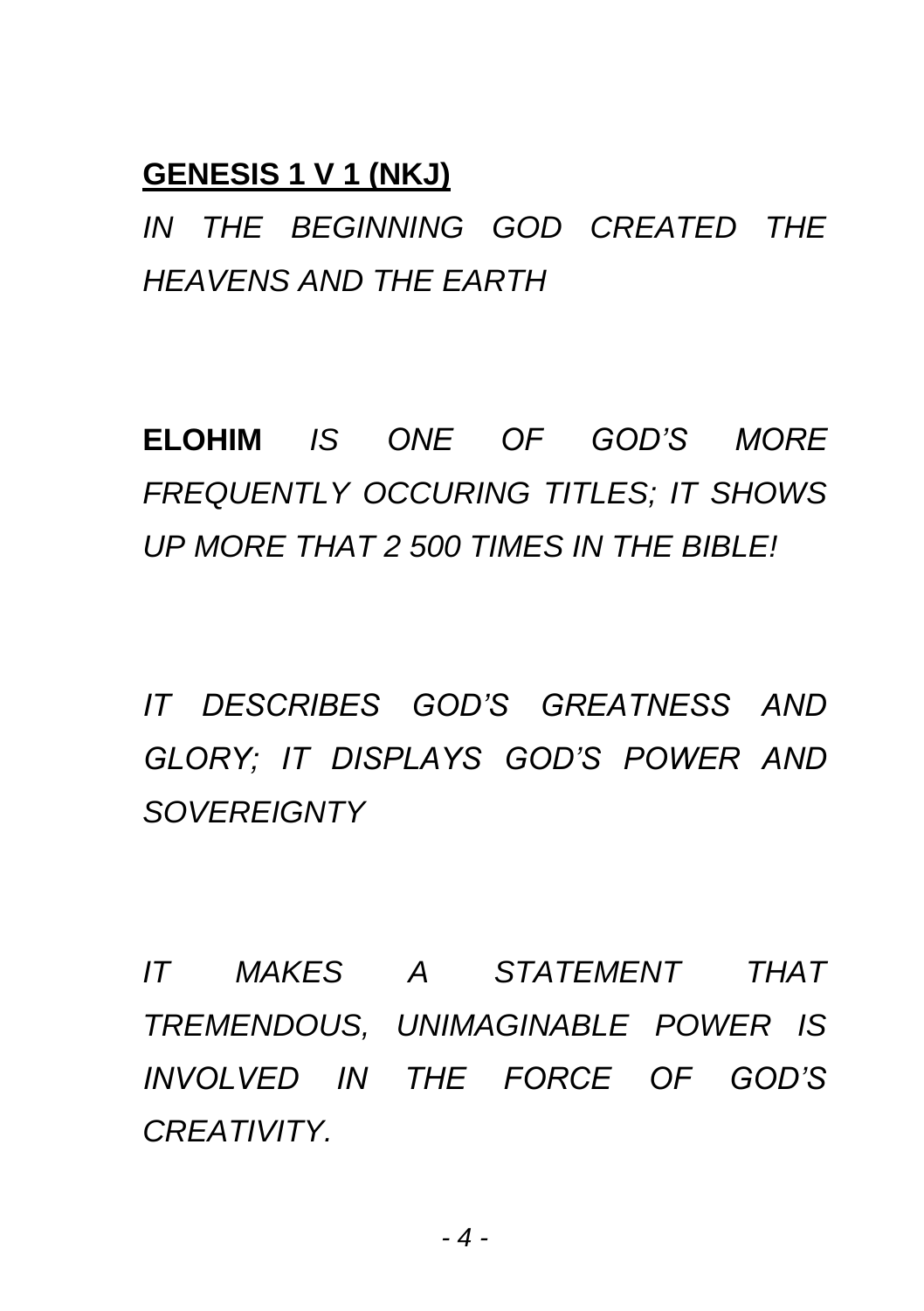**<u>GENESIS 1 V 1 (NKJ)</u>**

*IN THE BEGINNING GOD CREATED THE HEAVENS AND THE EARTH*

**ELOHIM** *IS ONE OF GOD'S MORE FREQUENTLY OCCURING TITLES; IT SHOWS UP MORE THAT 2 500 TIMES IN THE BIBLE!*

*IT DESCRIBES GOD'S GREATNESS AND GLORY; IT DISPLAYS GOD'S POWER AND SOVEREIGNTY*

*IT MAKES A STATEMENT THAT TREMENDOUS, UNIMAGINABLE POWER IS INVOLVED IN THE FORCE OF GOD'S CREATIVITY.*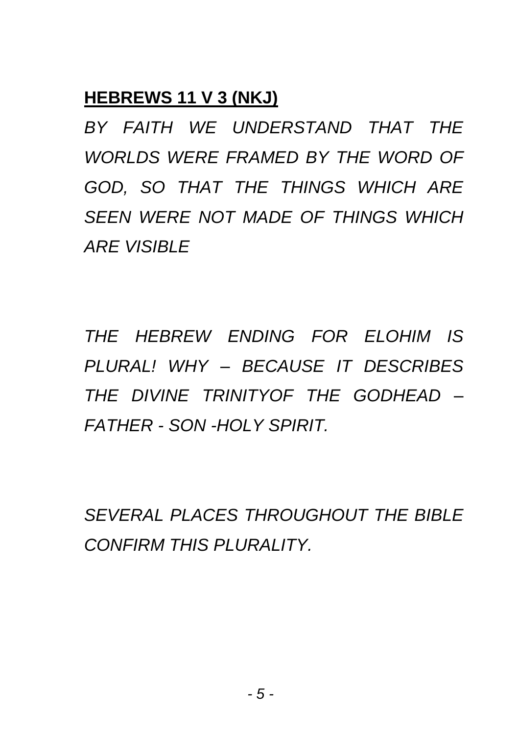**HEBREWS 11 V 3 (NKJ)**

*BY FAITH WE UNDERSTAND THAT THE WORLDS WERE FRAMED BY THE WORD OF GOD, SO THAT THE THINGS WHICH ARE SEEN WERE NOT MADE OF THINGS WHICH ARE VISIBLE*

*THE HEBREW ENDING FOR ELOHIM IS PLURAL! WHY – BECAUSE IT DESCRIBES THE DIVINE TRINITYOF THE GODHEAD – FATHER - SON -HOLY SPIRIT.*

*SEVERAL PLACES THROUGHOUT THE BIBLE CONFIRM THIS PLURALITY.*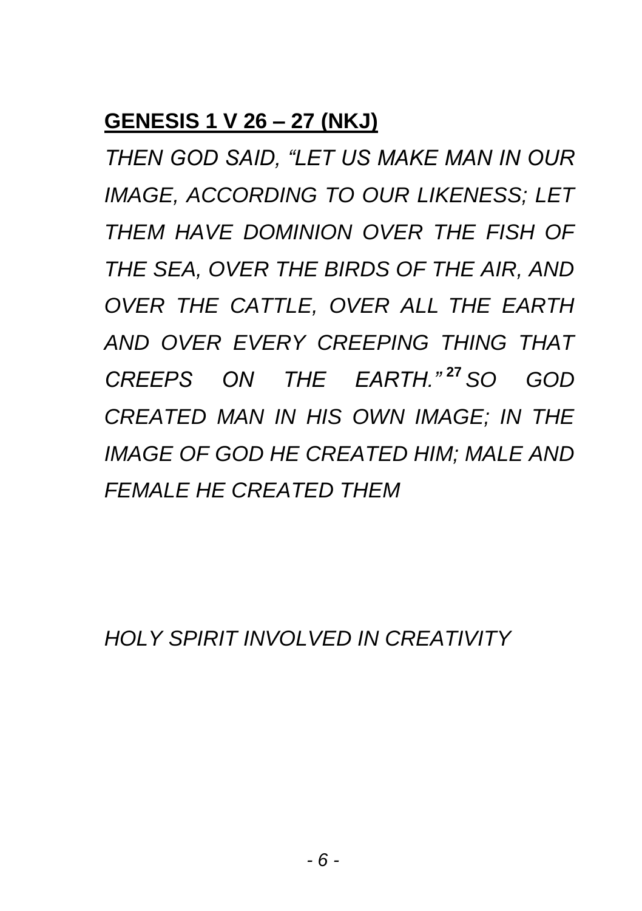**<u>GENESIS 1 V 26 – 27 (NKJ)</u>**

*THEN GOD SAID, "LET US MAKE MAN IN OUR IMAGE, ACCORDING TO OUR LIKENESS; LET THEM HAVE DOMINION OVER THE FISH OF THE SEA, OVER THE BIRDS OF THE AIR, AND OVER THE CATTLE, OVER ALL THE EARTH AND OVER EVERY CREEPING THING THAT CREEPS ON THE EARTH."* [27] *SO GOD CREATED MAN IN HIS OWN IMAGE; IN THE IMAGE OF GOD HE CREATED HIM; MALE AND FEMALE HE CREATED THEM*

*HOLY SPIRIT INVOLVED IN CREATIVITY*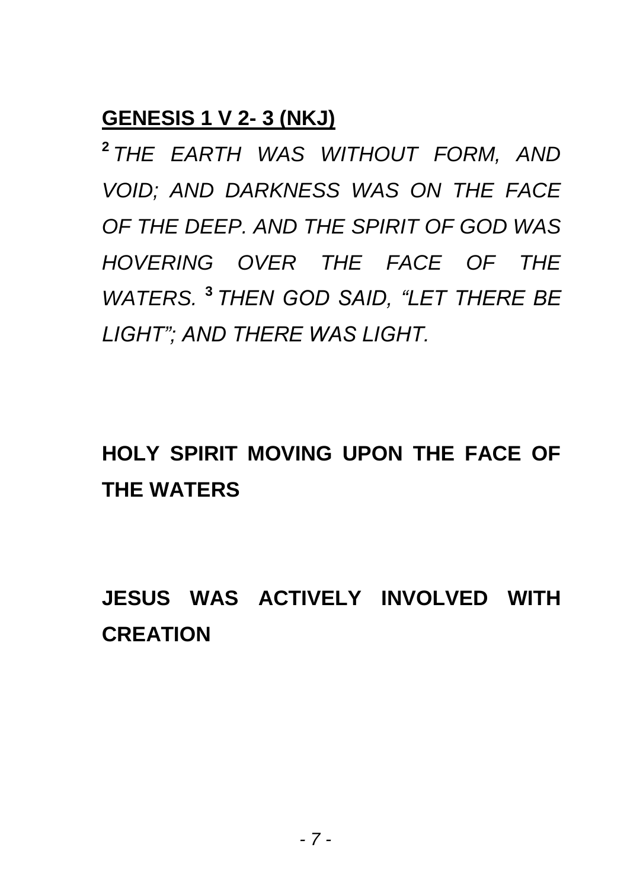**GENESIS 1 V 2- 3 (NKJ)**

[2] *THE EARTH WAS WITHOUT FORM, AND VOID; AND DARKNESS WAS ON THE FACE OF THE DEEP. AND THE SPIRIT OF GOD WAS HOVERING OVER THE FACE OF THE WATERS.* [3] *THEN GOD SAID, "LET THERE BE LIGHT"; AND THERE WAS LIGHT.*

**HOLY SPIRIT MOVING UPON THE FACE OF THE WATERS**

**JESUS WAS ACTIVELY INVOLVED WITH CREATION**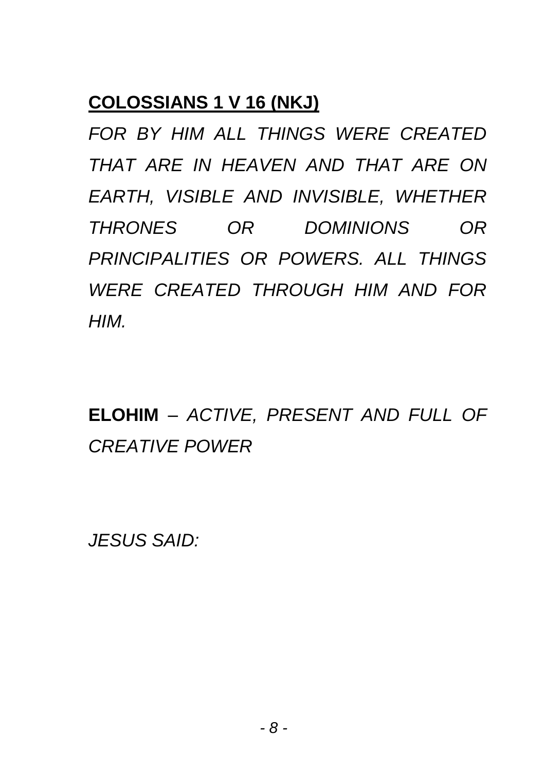**COLOSSIANS 1 V 16 (NKJ)**

*FOR BY HIM ALL THINGS WERE CREATED THAT ARE IN HEAVEN AND THAT ARE ON EARTH, VISIBLE AND INVISIBLE, WHETHER THRONES OR DOMINIONS OR PRINCIPALITIES OR POWERS. ALL THINGS WERE CREATED THROUGH HIM AND FOR HIM.*

**ELOHIM** – *ACTIVE, PRESENT AND FULL OF CREATIVE POWER*

*JESUS SAID:*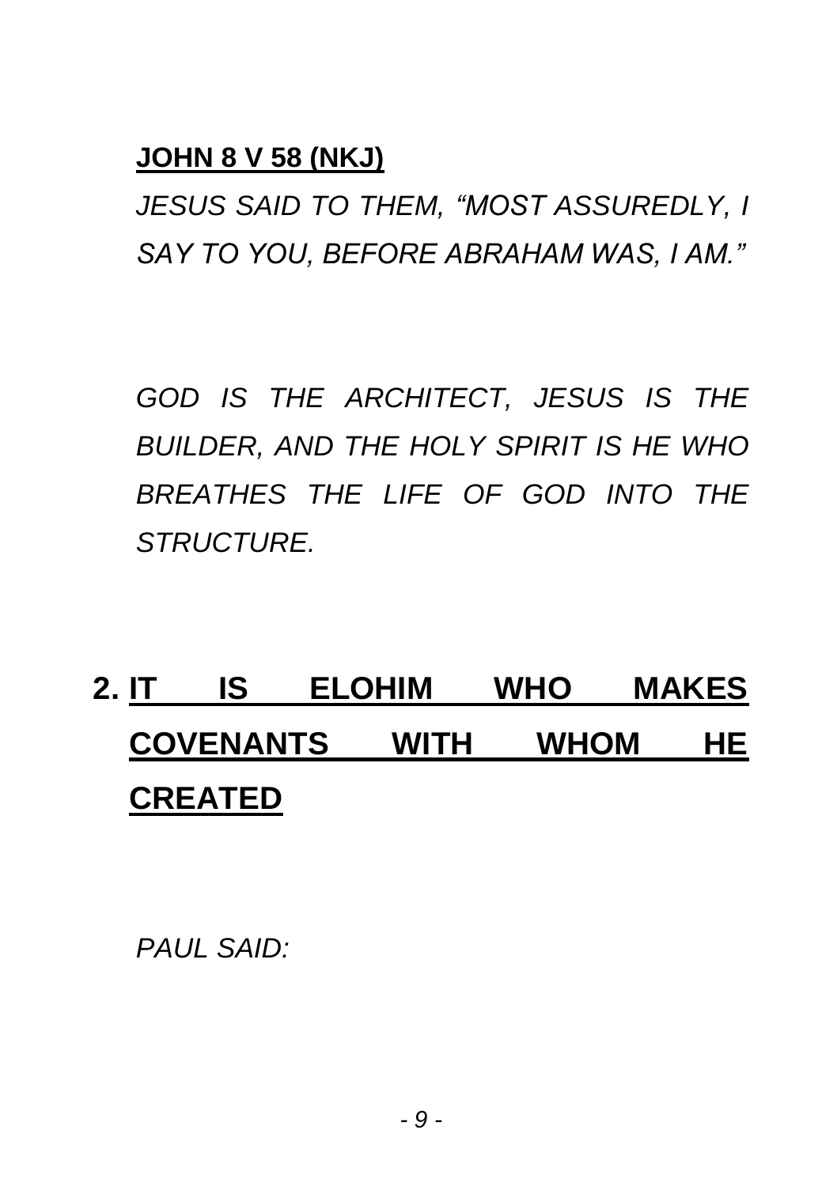**<u>JOHN 8 V 58 (NKJ)</u>**

*JESUS SAID TO THEM, "MOST ASSUREDLY, I SAY TO YOU, BEFORE ABRAHAM WAS, I AM."*

*GOD IS THE ARCHITECT, JESUS IS THE BUILDER, AND THE HOLY SPIRIT IS HE WHO BREATHES THE LIFE OF GOD INTO THE STRUCTURE.*

## 2. <u>IT IS ELOHIM WHO MAKES COVENANTS WITH WHOM HE CREATED</u>

*PAUL SAID:*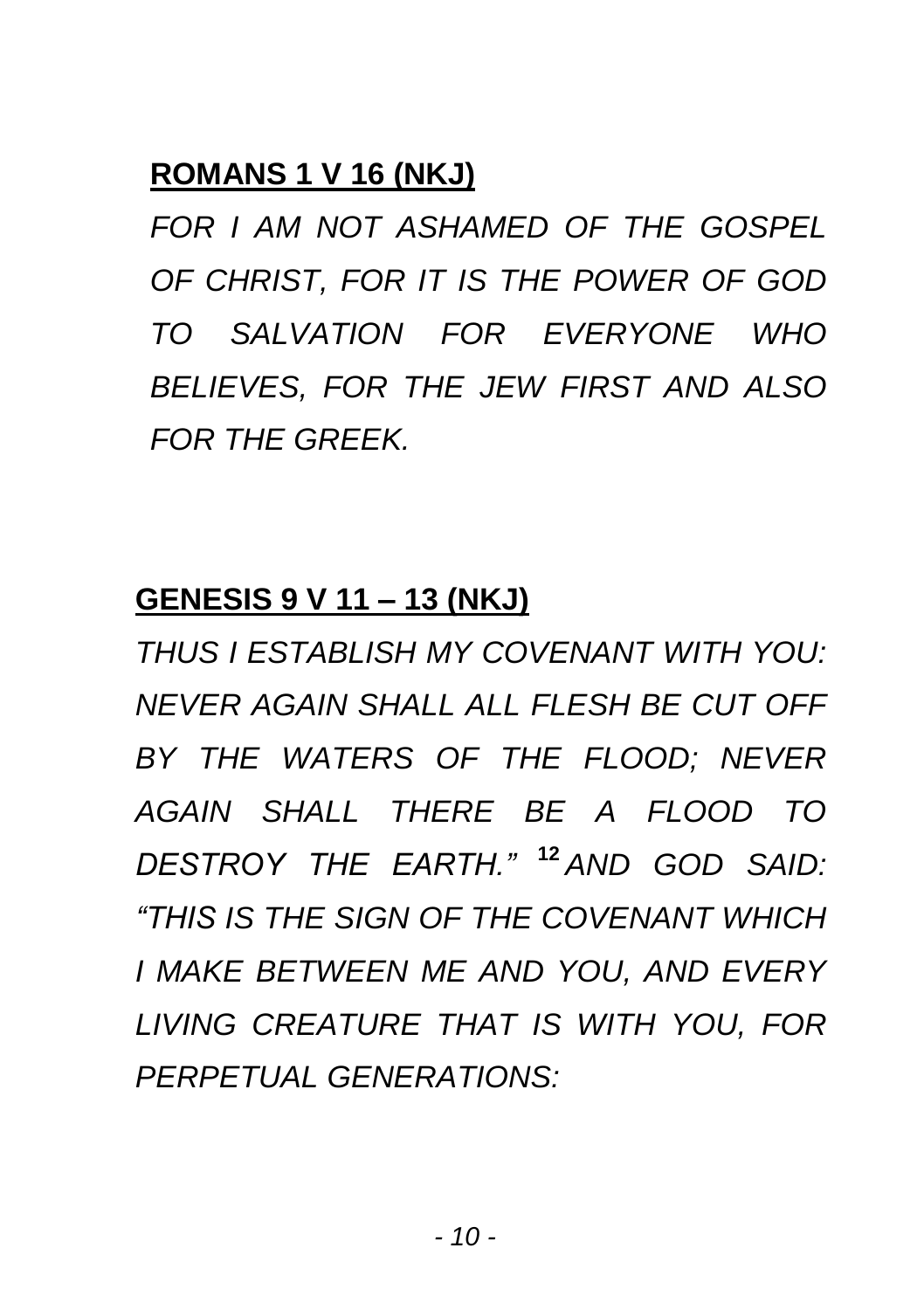**ROMANS 1 V 16 (NKJ)**

*FOR I AM NOT ASHAMED OF THE GOSPEL OF CHRIST, FOR IT IS THE POWER OF GOD TO SALVATION FOR EVERYONE WHO BELIEVES, FOR THE JEW FIRST AND ALSO FOR THE GREEK.*

**GENESIS 9 V 11 – 13 (NKJ)**

*THUS I ESTABLISH MY COVENANT WITH YOU: NEVER AGAIN SHALL ALL FLESH BE CUT OFF BY THE WATERS OF THE FLOOD; NEVER AGAIN SHALL THERE BE A FLOOD TO DESTROY THE EARTH."* **12** *AND GOD SAID: "THIS IS THE SIGN OF THE COVENANT WHICH I MAKE BETWEEN ME AND YOU, AND EVERY LIVING CREATURE THAT IS WITH YOU, FOR PERPETUAL GENERATIONS:*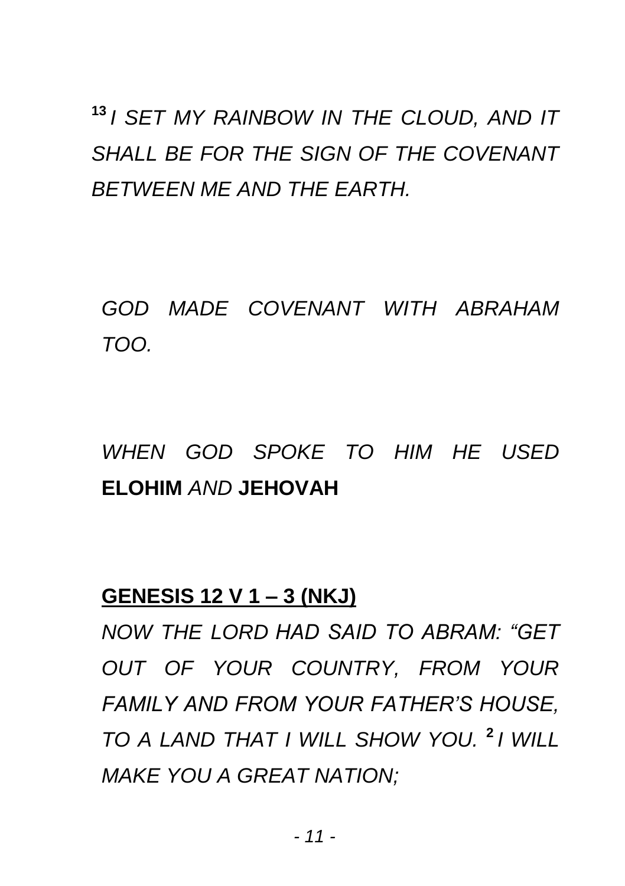[13] *I SET MY RAINBOW IN THE CLOUD, AND IT SHALL BE FOR THE SIGN OF THE COVENANT BETWEEN ME AND THE EARTH.*

*GOD MADE COVENANT WITH ABRAHAM TOO.*

*WHEN GOD SPOKE TO HIM HE USED* **ELOHIM** *AND* **JEHOVAH**

**GENESIS 12 V 1 – 3 (NKJ)**

*NOW THE LORD HAD SAID TO ABRAM: "GET OUT OF YOUR COUNTRY, FROM YOUR FAMILY AND FROM YOUR FATHER'S HOUSE, TO A LAND THAT I WILL SHOW YOU.* [2] *I WILL MAKE YOU A GREAT NATION;*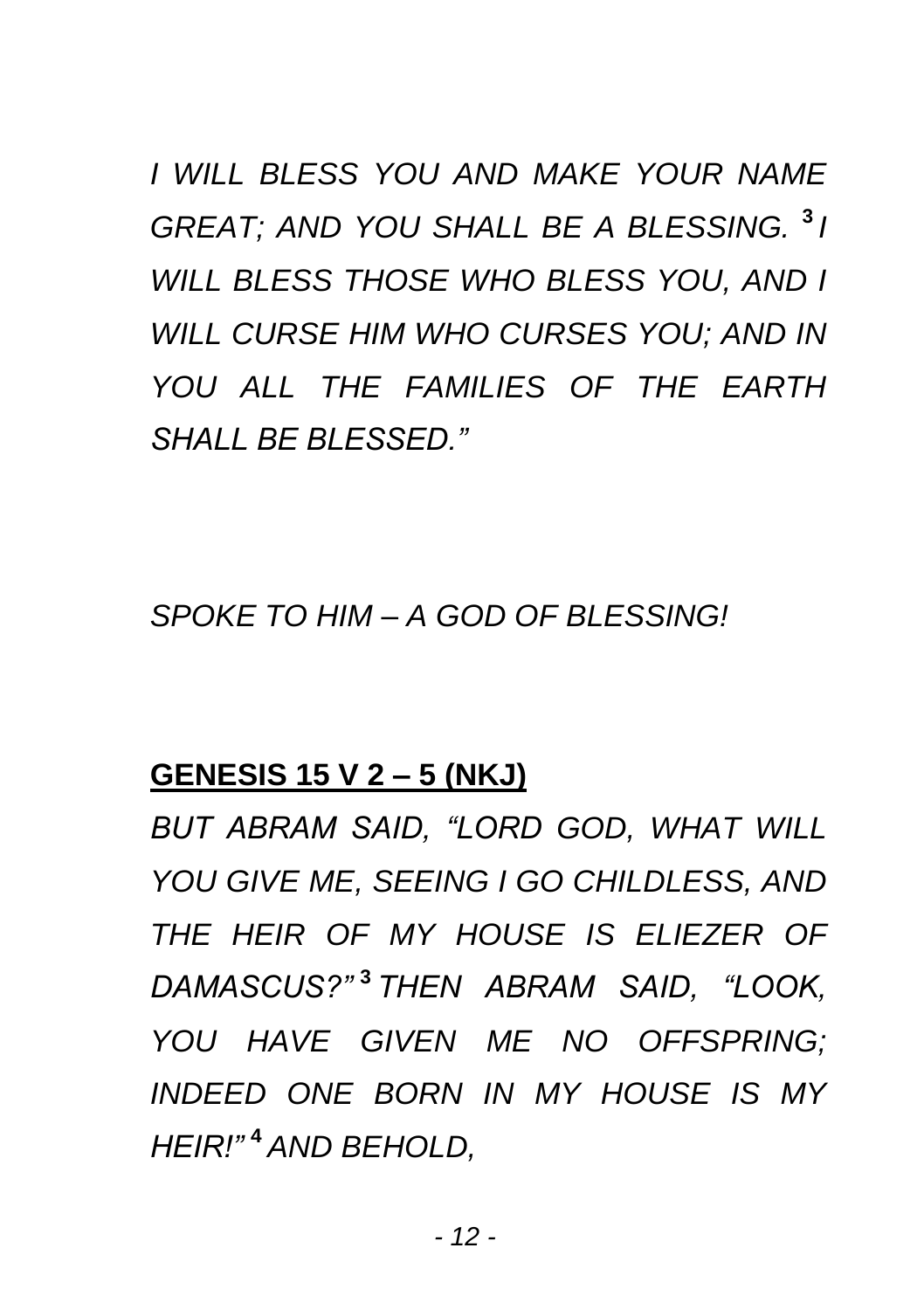*I WILL BLESS YOU AND MAKE YOUR NAME GREAT; AND YOU SHALL BE A BLESSING.* [3] *I WILL BLESS THOSE WHO BLESS YOU, AND I WILL CURSE HIM WHO CURSES YOU; AND IN YOU ALL THE FAMILIES OF THE EARTH SHALL BE BLESSED."*

*SPOKE TO HIM – A GOD OF BLESSING!*

**GENESIS 15 V 2 – 5 (NKJ)**

*BUT ABRAM SAID, "LORD GOD, WHAT WILL YOU GIVE ME, SEEING I GO CHILDLESS, AND THE HEIR OF MY HOUSE IS ELIEZER OF DAMASCUS?"* [3] *THEN ABRAM SAID, "LOOK, YOU HAVE GIVEN ME NO OFFSPRING; INDEED ONE BORN IN MY HOUSE IS MY HEIR!"* [4] *AND BEHOLD,*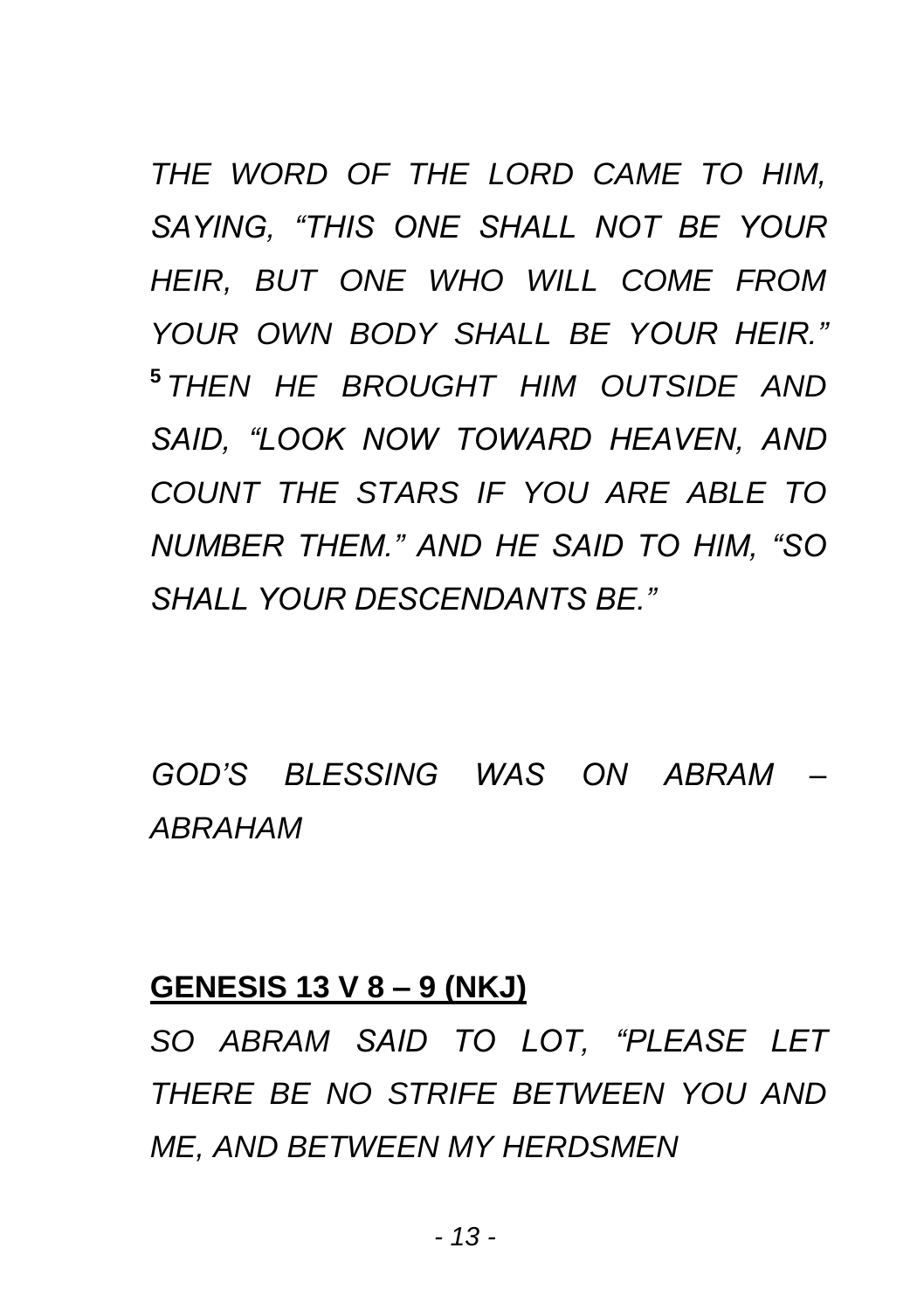*THE WORD OF THE LORD CAME TO HIM, SAYING, "THIS ONE SHALL NOT BE YOUR HEIR, BUT ONE WHO WILL COME FROM YOUR OWN BODY SHALL BE YOUR HEIR."* **5** *THEN HE BROUGHT HIM OUTSIDE AND SAID, "LOOK NOW TOWARD HEAVEN, AND COUNT THE STARS IF YOU ARE ABLE TO NUMBER THEM." AND HE SAID TO HIM, "SO SHALL YOUR DESCENDANTS BE."*

*GOD'S BLESSING WAS ON ABRAM – ABRAHAM*

**GENESIS 13 V 8 – 9 (NKJ)**

*SO ABRAM SAID TO LOT, "PLEASE LET THERE BE NO STRIFE BETWEEN YOU AND ME, AND BETWEEN MY HERDSMEN*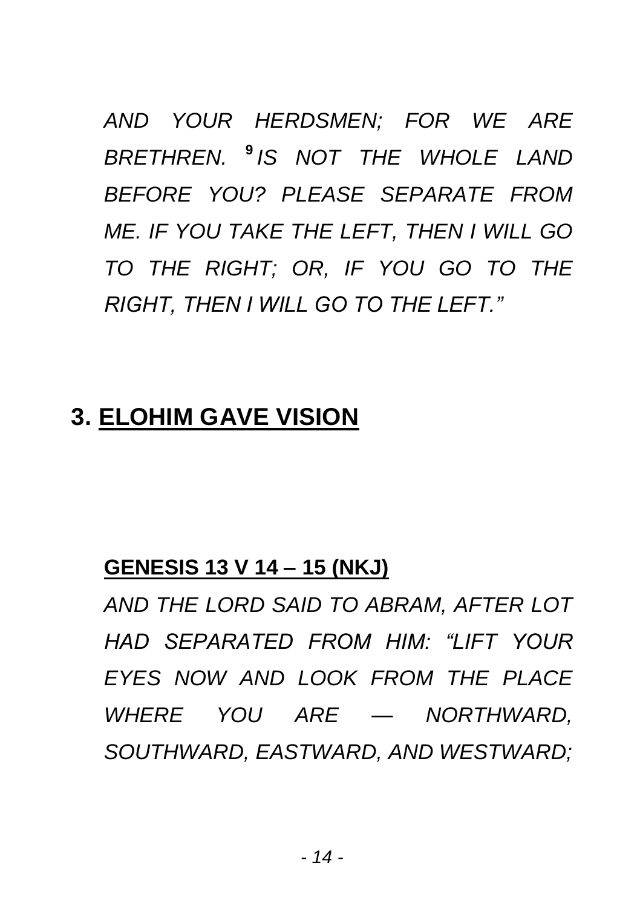*AND YOUR HERDSMEN; FOR WE ARE BRETHREN.* [9] *IS NOT THE WHOLE LAND BEFORE YOU? PLEASE SEPARATE FROM ME. IF YOU TAKE THE LEFT, THEN I WILL GO TO THE RIGHT; OR, IF YOU GO TO THE RIGHT, THEN I WILL GO TO THE LEFT."*

## 3. <u>ELOHIM GAVE VISION</u>

**<u>GENESIS 13 V 14 – 15 (NKJ)</u>**

*AND THE LORD SAID TO ABRAM, AFTER LOT HAD SEPARATED FROM HIM: "LIFT YOUR EYES NOW AND LOOK FROM THE PLACE WHERE YOU ARE — NORTHWARD, SOUTHWARD, EASTWARD, AND WESTWARD;*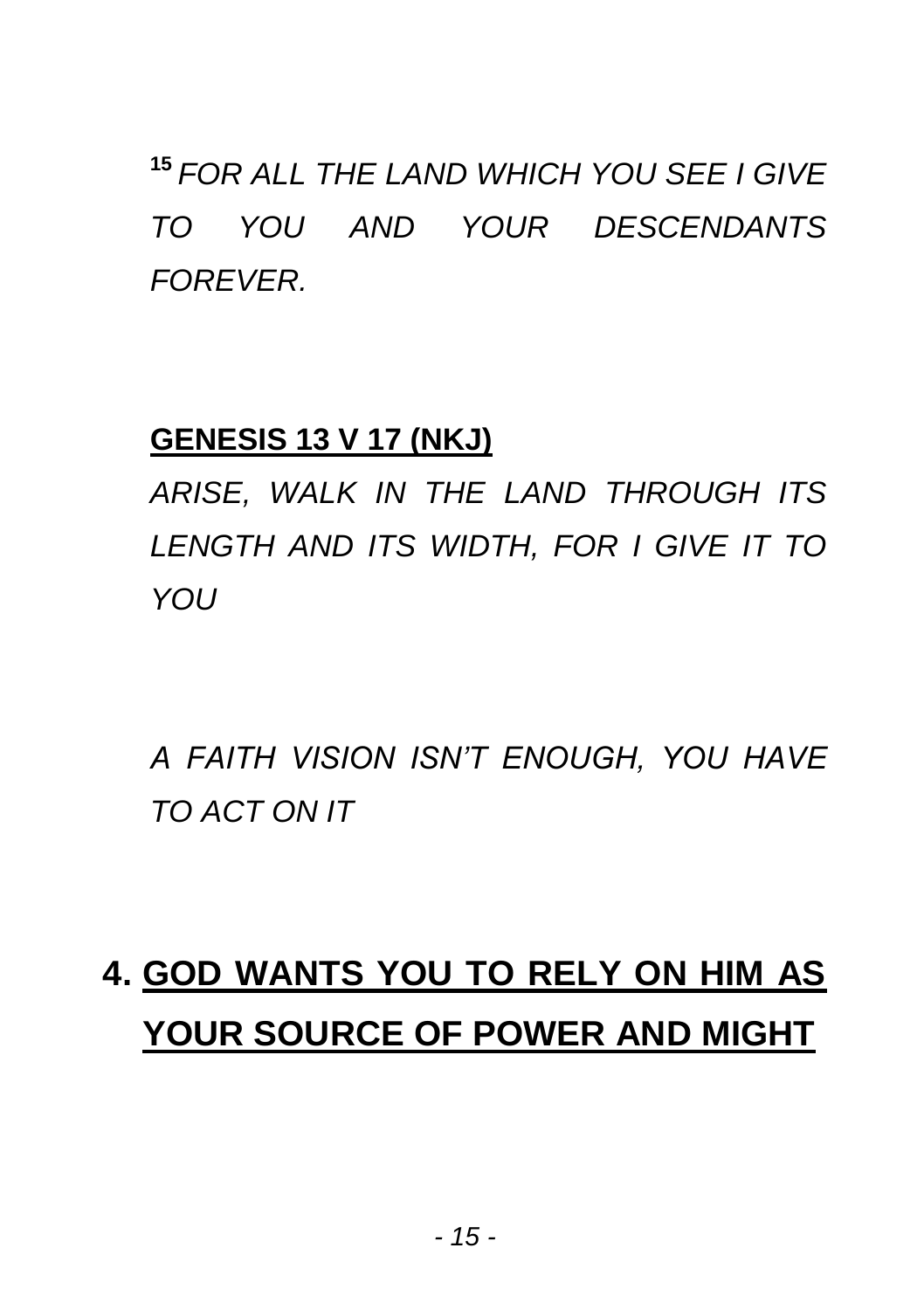[15] *FOR ALL THE LAND WHICH YOU SEE I GIVE TO YOU AND YOUR DESCENDANTS FOREVER.*

**GENESIS 13 V 17 (NKJ)**

*ARISE, WALK IN THE LAND THROUGH ITS LENGTH AND ITS WIDTH, FOR I GIVE IT TO YOU*

*A FAITH VISION ISN'T ENOUGH, YOU HAVE TO ACT ON IT*

## 4. GOD WANTS YOU TO RELY ON HIM AS YOUR SOURCE OF POWER AND MIGHT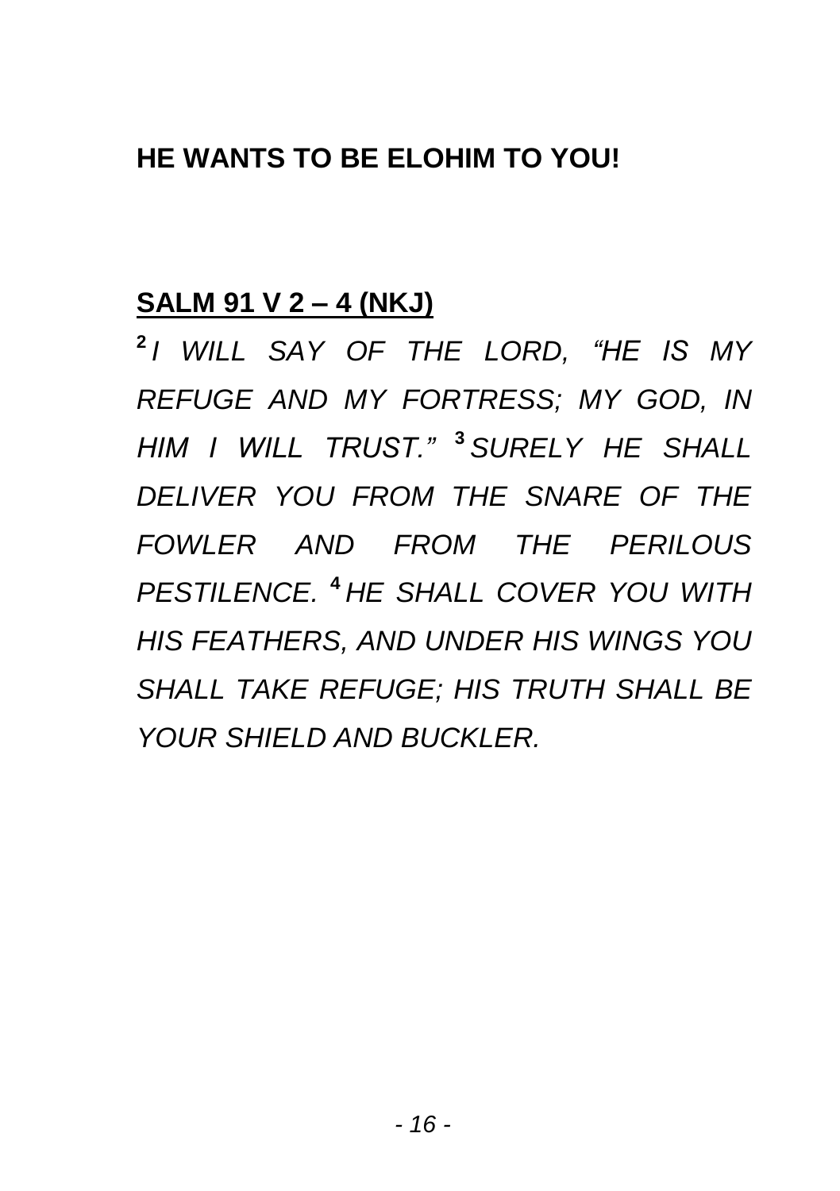**HE WANTS TO BE ELOHIM TO YOU!**

**SALM 91 V 2 – 4 (NKJ)**

**2** *I WILL SAY OF THE LORD, "HE IS MY REFUGE AND MY FORTRESS; MY GOD, IN HIM I WILL TRUST."* **3** *SURELY HE SHALL DELIVER YOU FROM THE SNARE OF THE FOWLER AND FROM THE PERILOUS PESTILENCE.* **4** *HE SHALL COVER YOU WITH HIS FEATHERS, AND UNDER HIS WINGS YOU SHALL TAKE REFUGE; HIS TRUTH SHALL BE YOUR SHIELD AND BUCKLER.*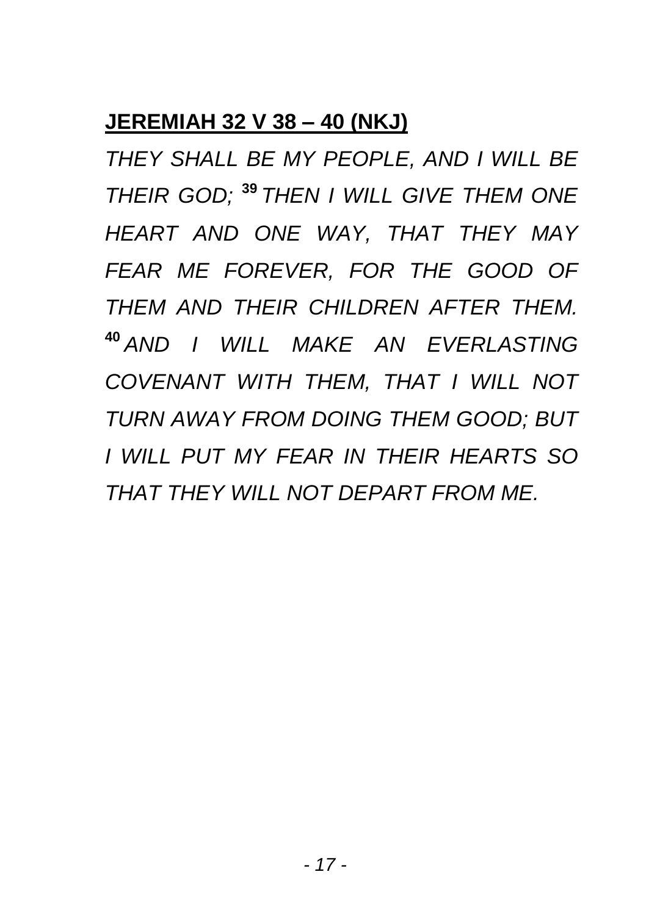**JEREMIAH 32 V 38 – 40 (NKJ)**

*THEY SHALL BE MY PEOPLE, AND I WILL BE THEIR GOD;* **39** *THEN I WILL GIVE THEM ONE HEART AND ONE WAY, THAT THEY MAY FEAR ME FOREVER, FOR THE GOOD OF THEM AND THEIR CHILDREN AFTER THEM.* **40** *AND I WILL MAKE AN EVERLASTING COVENANT WITH THEM, THAT I WILL NOT TURN AWAY FROM DOING THEM GOOD; BUT I WILL PUT MY FEAR IN THEIR HEARTS SO THAT THEY WILL NOT DEPART FROM ME.*